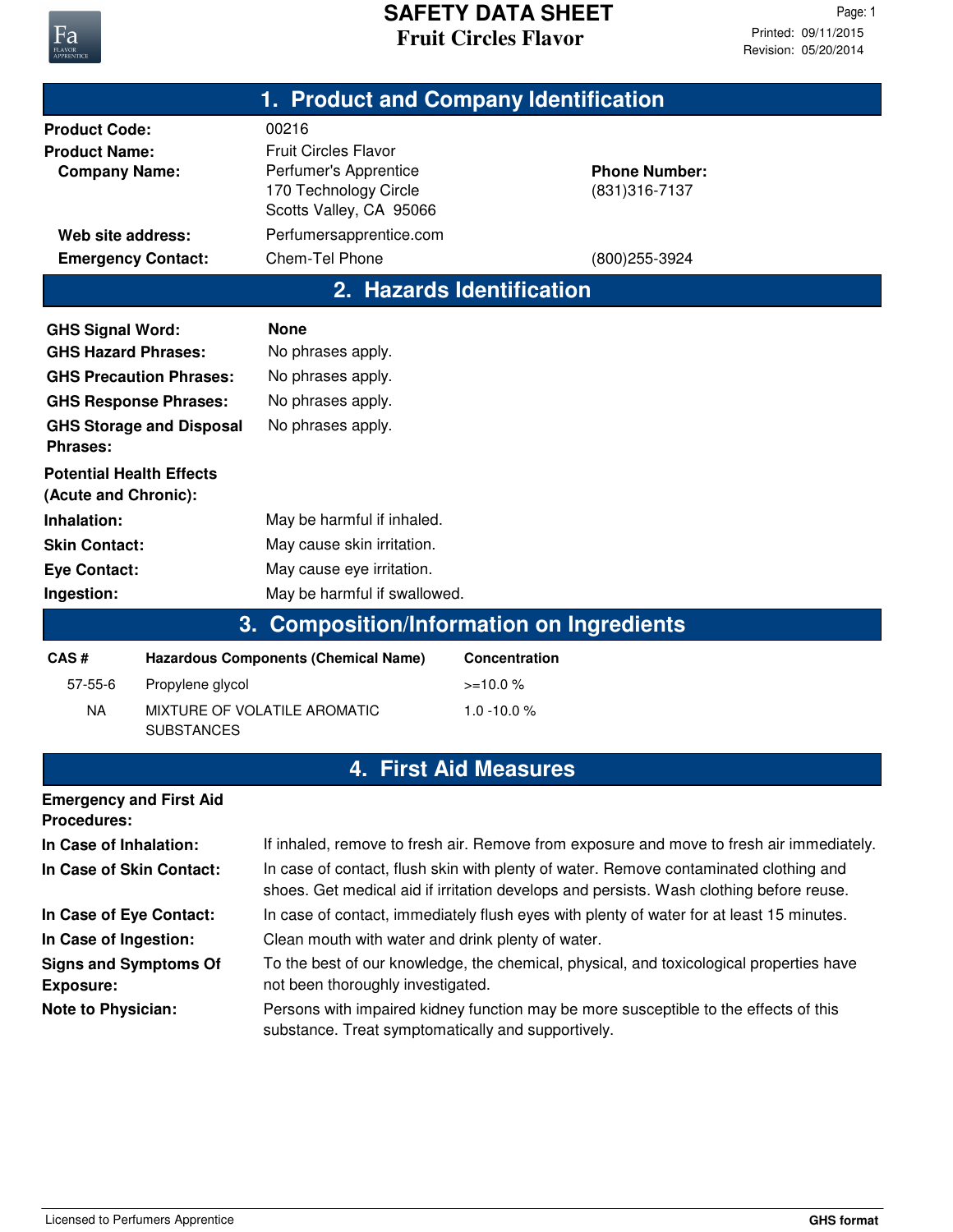# SAFETY DATA SHEET

## Fruit Circles Flavor

Printed: 09/11/2015
Revision: 05/20/2014

## 1. Product and Company Identification

| | | |
|---|---|---|
| **Product Code:** | 00216 | |
| **Product Name:** | Fruit Circles Flavor | |
| **Company Name:** | Perfumer's Apprentice<br>170 Technology Circle<br>Scotts Valley, CA 95066 | **Phone Number:**<br>(831)316-7137 |
| **Web site address:** | Perfumersapprentice.com | |
| **Emergency Contact:** | Chem-Tel Phone | (800)255-3924 |

## 2. Hazards Identification

| | |
|---|---|
| **GHS Signal Word:** | **None** |
| **GHS Hazard Phrases:** | No phrases apply. |
| **GHS Precaution Phrases:** | No phrases apply. |
| **GHS Response Phrases:** | No phrases apply. |
| **GHS Storage and Disposal Phrases:** | No phrases apply. |

**Potential Health Effects (Acute and Chronic):**

| | |
|---|---|
| **Inhalation:** | May be harmful if inhaled. |
| **Skin Contact:** | May cause skin irritation. |
| **Eye Contact:** | May cause eye irritation. |
| **Ingestion:** | May be harmful if swallowed. |

## 3. Composition/Information on Ingredients

| CAS # | Hazardous Components (Chemical Name) | Concentration |
|---|---|---|
| 57-55-6 | Propylene glycol | >=10.0 % |
| NA | MIXTURE OF VOLATILE AROMATIC SUBSTANCES | 1.0 -10.0 % |

## 4. First Aid Measures

**Emergency and First Aid Procedures:**

| | |
|---|---|
| **In Case of Inhalation:** | If inhaled, remove to fresh air. Remove from exposure and move to fresh air immediately. |
| **In Case of Skin Contact:** | In case of contact, flush skin with plenty of water. Remove contaminated clothing and shoes. Get medical aid if irritation develops and persists. Wash clothing before reuse. |
| **In Case of Eye Contact:** | In case of contact, immediately flush eyes with plenty of water for at least 15 minutes. |
| **In Case of Ingestion:** | Clean mouth with water and drink plenty of water. |
| **Signs and Symptoms Of Exposure:** | To the best of our knowledge, the chemical, physical, and toxicological properties have not been thoroughly investigated. |
| **Note to Physician:** | Persons with impaired kidney function may be more susceptible to the effects of this substance. Treat symptomatically and supportively. |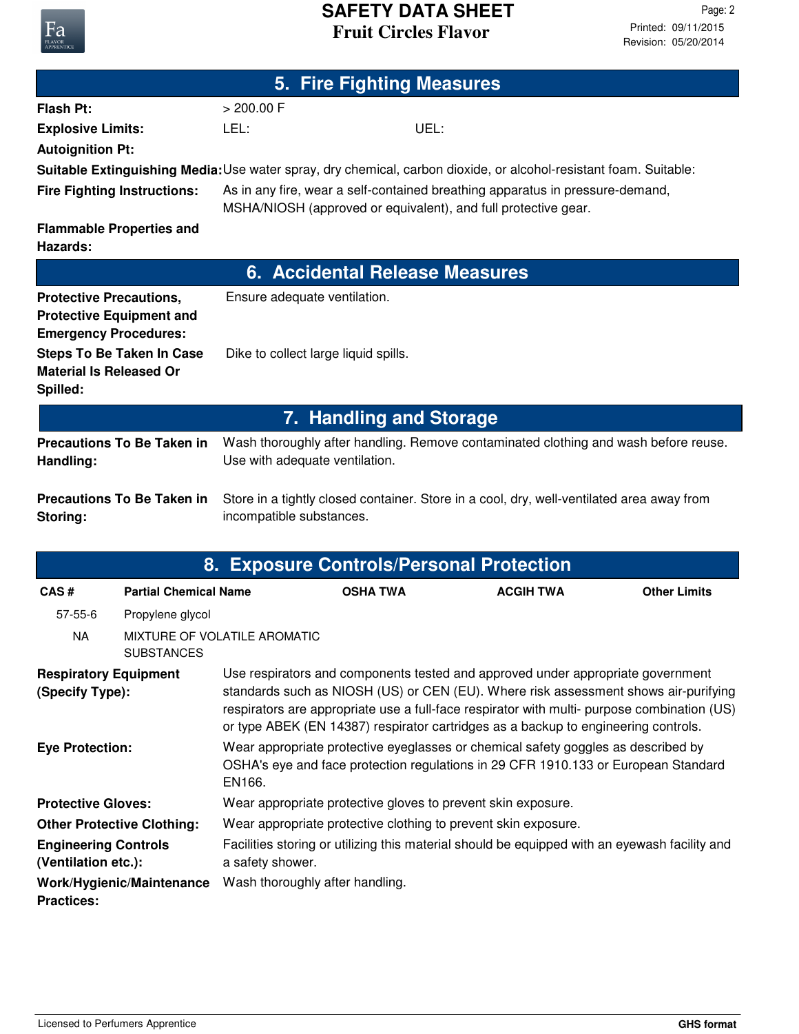## 5. Fire Fighting Measures

**Flash Pt:** > 200.00 F

**Explosive Limits:** LEL: UEL:

**Autoignition Pt:**

**Suitable Extinguishing Media:** Use water spray, dry chemical, carbon dioxide, or alcohol-resistant foam. Suitable:

**Fire Fighting Instructions:** As in any fire, wear a self-contained breathing apparatus in pressure-demand, MSHA/NIOSH (approved or equivalent), and full protective gear.

**Flammable Properties and Hazards:**

## 6. Accidental Release Measures

**Protective Precautions, Protective Equipment and Emergency Procedures:** Ensure adequate ventilation.

**Steps To Be Taken In Case Material Is Released Or Spilled:** Dike to collect large liquid spills.

## 7. Handling and Storage

**Precautions To Be Taken in Handling:** Wash thoroughly after handling. Remove contaminated clothing and wash before reuse. Use with adequate ventilation.

**Precautions To Be Taken in Storing:** Store in a tightly closed container. Store in a cool, dry, well-ventilated area away from incompatible substances.

## 8. Exposure Controls/Personal Protection

| CAS # | Partial Chemical Name | OSHA TWA | ACGIH TWA | Other Limits |
|---|---|---|---|---|
| 57-55-6 | Propylene glycol | | | |
| NA | MIXTURE OF VOLATILE AROMATIC SUBSTANCES | | | |

**Respiratory Equipment (Specify Type):** Use respirators and components tested and approved under appropriate government standards such as NIOSH (US) or CEN (EU). Where risk assessment shows air-purifying respirators are appropriate use a full-face respirator with multi- purpose combination (US) or type ABEK (EN 14387) respirator cartridges as a backup to engineering controls.

**Eye Protection:** Wear appropriate protective eyeglasses or chemical safety goggles as described by OSHA's eye and face protection regulations in 29 CFR 1910.133 or European Standard EN166.

**Protective Gloves:** Wear appropriate protective gloves to prevent skin exposure.

**Other Protective Clothing:** Wear appropriate protective clothing to prevent skin exposure.

**Engineering Controls (Ventilation etc.):** Facilities storing or utilizing this material should be equipped with an eyewash facility and a safety shower.

**Work/Hygienic/Maintenance Practices:** Wash thoroughly after handling.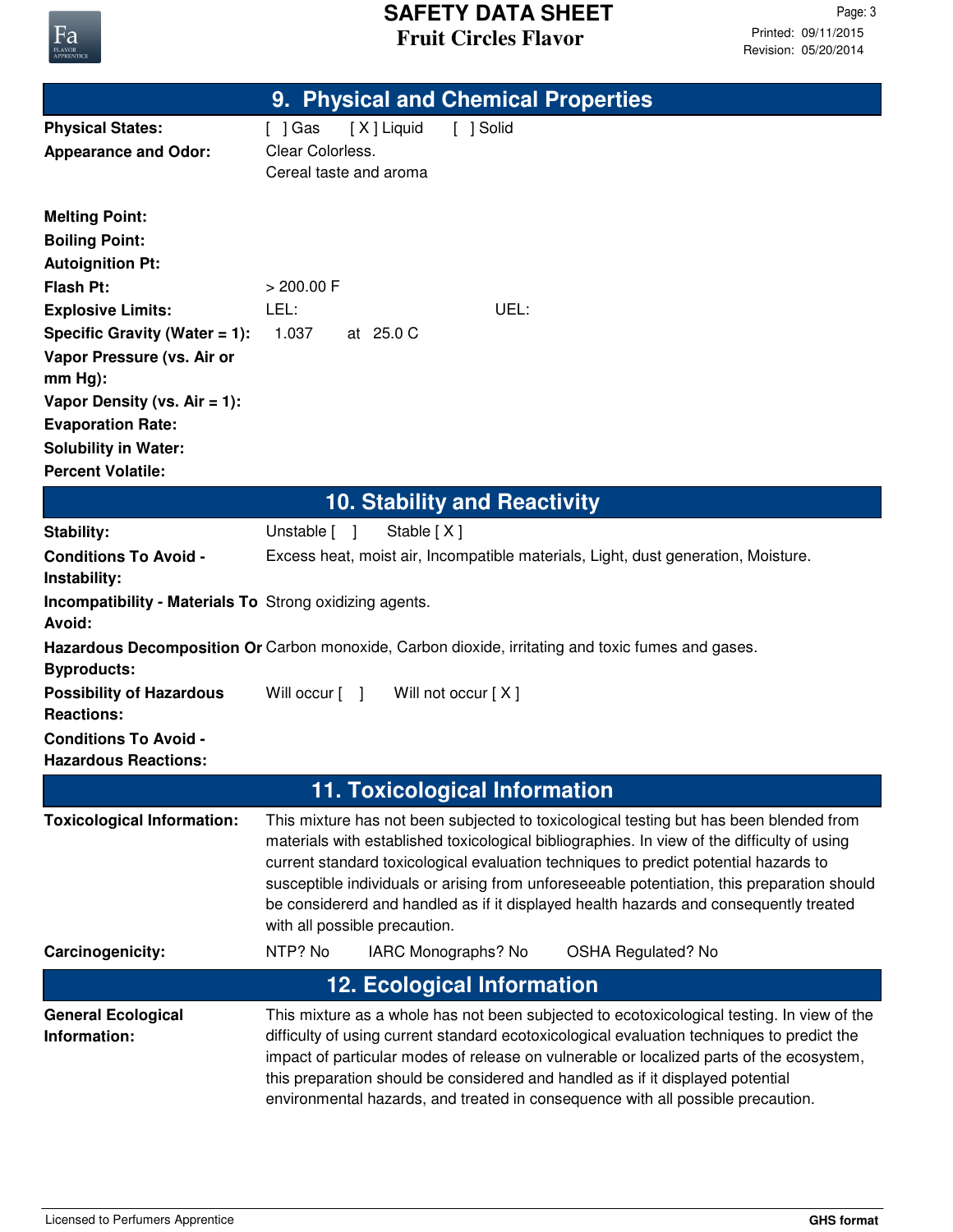## 9. Physical and Chemical Properties

| | |
|---|---|
| **Physical States:** | [ ] Gas [ X ] Liquid [ ] Solid |
| **Appearance and Odor:** | Clear Colorless.<br>Cereal taste and aroma |
| **Melting Point:** | |
| **Boiling Point:** | |
| **Autoignition Pt:** | |
| **Flash Pt:** | > 200.00 F |
| **Explosive Limits:** | LEL: UEL: |
| **Specific Gravity (Water = 1):** | 1.037 at 25.0 C |
| **Vapor Pressure (vs. Air or mm Hg):** | |
| **Vapor Density (vs. Air = 1):** | |
| **Evaporation Rate:** | |
| **Solubility in Water:** | |
| **Percent Volatile:** | |

## 10. Stability and Reactivity

| | |
|---|---|
| **Stability:** | Unstable [ ] Stable [ X ] |
| **Conditions To Avoid - Instability:** | Excess heat, moist air, Incompatible materials, Light, dust generation, Moisture. |
| **Incompatibility - Materials To Avoid:** | Strong oxidizing agents. |
| **Hazardous Decomposition Or Byproducts:** | Carbon monoxide, Carbon dioxide, irritating and toxic fumes and gases. |
| **Possibility of Hazardous Reactions:** | Will occur [ ] Will not occur [ X ] |
| **Conditions To Avoid - Hazardous Reactions:** | |

## 11. Toxicological Information

| | |
|---|---|
| **Toxicological Information:** | This mixture has not been subjected to toxicological testing but has been blended from materials with established toxicological bibliographies. In view of the difficulty of using current standard toxicological evaluation techniques to predict potential hazards to susceptible individuals or arising from unforeseeable potentiation, this preparation should be considererd and handled as if it displayed health hazards and consequently treated with all possible precaution. |
| **Carcinogenicity:** | NTP? No IARC Monographs? No OSHA Regulated? No |

## 12. Ecological Information

| | |
|---|---|
| **General Ecological Information:** | This mixture as a whole has not been subjected to ecotoxicological testing. In view of the difficulty of using current standard ecotoxicological evaluation techniques to predict the impact of particular modes of release on vulnerable or localized parts of the ecosystem, this preparation should be considered and handled as if it displayed potential environmental hazards, and treated in consequence with all possible precaution. |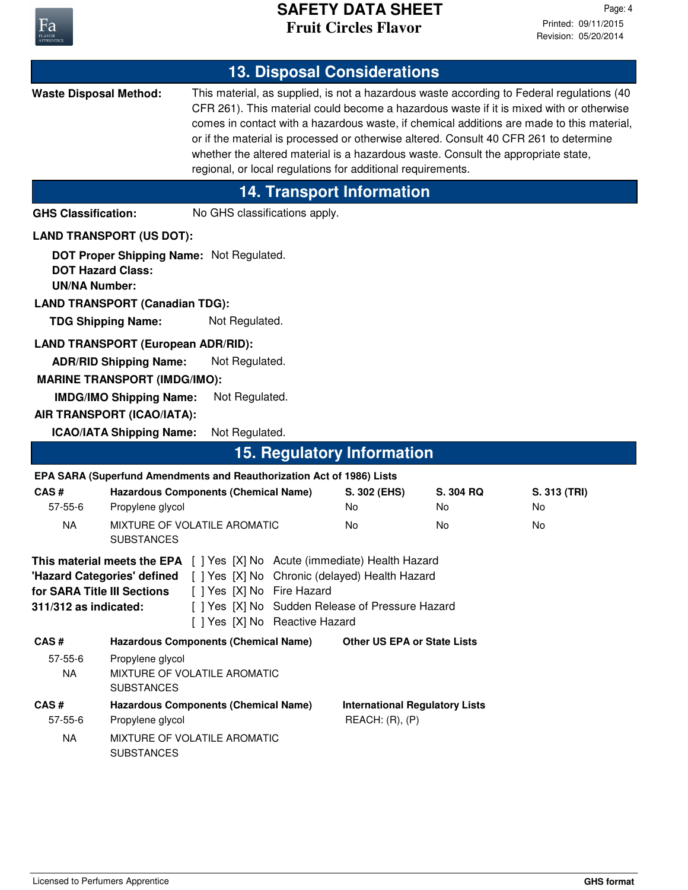## 13. Disposal Considerations

**Waste Disposal Method:** This material, as supplied, is not a hazardous waste according to Federal regulations (40 CFR 261). This material could become a hazardous waste if it is mixed with or otherwise comes in contact with a hazardous waste, if chemical additions are made to this material, or if the material is processed or otherwise altered. Consult 40 CFR 261 to determine whether the altered material is a hazardous waste. Consult the appropriate state, regional, or local regulations for additional requirements.

## 14. Transport Information

**GHS Classification:** No GHS classifications apply.

**LAND TRANSPORT (US DOT):**

**DOT Proper Shipping Name:** Not Regulated.
**DOT Hazard Class:**
**UN/NA Number:**

**LAND TRANSPORT (Canadian TDG):**

**TDG Shipping Name:** Not Regulated.

**LAND TRANSPORT (European ADR/RID):**

**ADR/RID Shipping Name:** Not Regulated.

**MARINE TRANSPORT (IMDG/IMO):**

**IMDG/IMO Shipping Name:** Not Regulated.

**AIR TRANSPORT (ICAO/IATA):**

**ICAO/IATA Shipping Name:** Not Regulated.

## 15. Regulatory Information

**EPA SARA (Superfund Amendments and Reauthorization Act of 1986) Lists**

| CAS # | Hazardous Components (Chemical Name) | S. 302 (EHS) | S. 304 RQ | S. 313 (TRI) |
|---|---|---|---|---|
| 57-55-6 | Propylene glycol | No | No | No |
| NA | MIXTURE OF VOLATILE AROMATIC SUBSTANCES | No | No | No |

**This material meets the EPA 'Hazard Categories' defined for SARA Title III Sections 311/312 as indicated:**

[ ] Yes [X] No Acute (immediate) Health Hazard
[ ] Yes [X] No Chronic (delayed) Health Hazard
[ ] Yes [X] No Fire Hazard
[ ] Yes [X] No Sudden Release of Pressure Hazard
[ ] Yes [X] No Reactive Hazard

| CAS # | Hazardous Components (Chemical Name) | Other US EPA or State Lists |
|---|---|---|
| 57-55-6 | Propylene glycol | |
| NA | MIXTURE OF VOLATILE AROMATIC SUBSTANCES | |

| CAS # | Hazardous Components (Chemical Name) | International Regulatory Lists |
|---|---|---|
| 57-55-6 | Propylene glycol | REACH: (R), (P) |
| NA | MIXTURE OF VOLATILE AROMATIC SUBSTANCES | |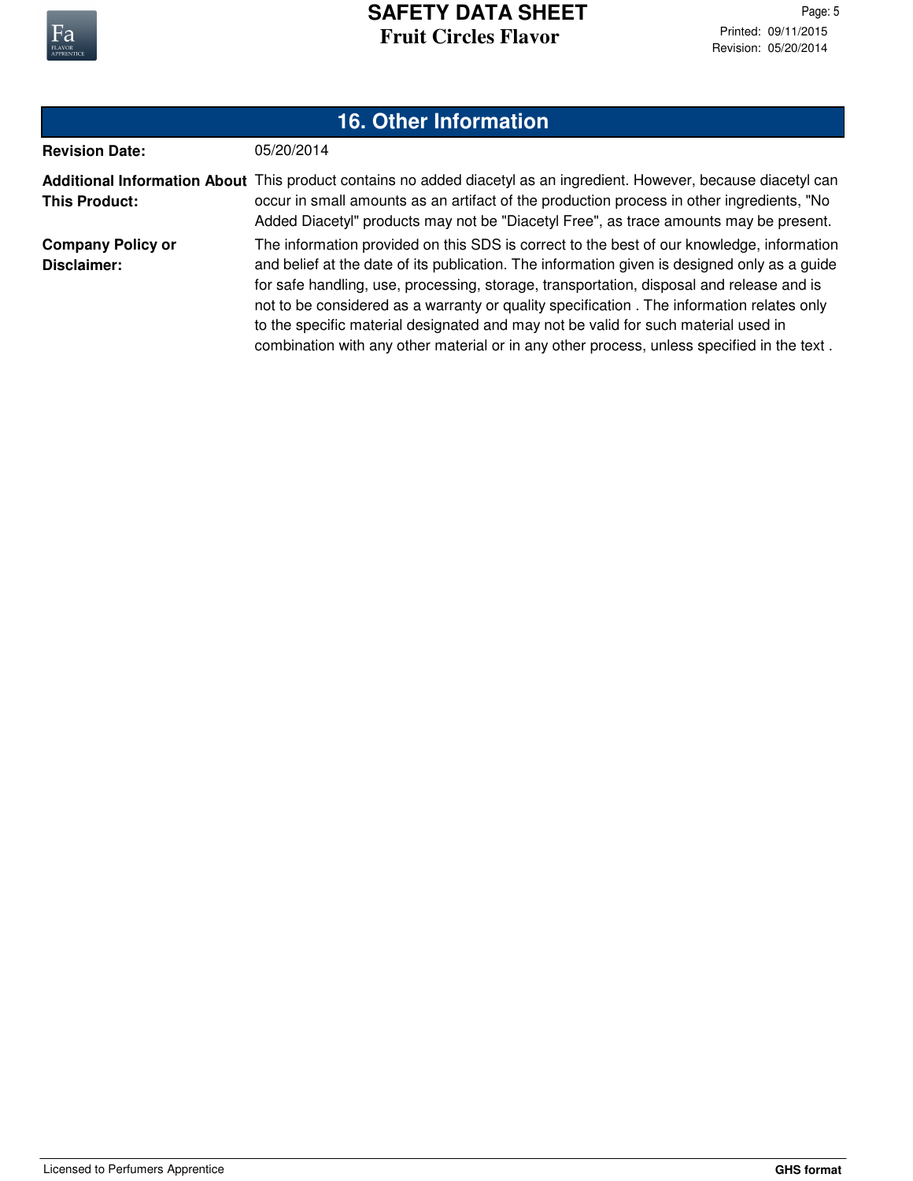## 16. Other Information

**Revision Date:** 05/20/2014

**Additional Information About This Product:** This product contains no added diacetyl as an ingredient. However, because diacetyl can occur in small amounts as an artifact of the production process in other ingredients, "No Added Diacetyl" products may not be "Diacetyl Free", as trace amounts may be present.

**Company Policy or Disclaimer:** The information provided on this SDS is correct to the best of our knowledge, information and belief at the date of its publication. The information given is designed only as a guide for safe handling, use, processing, storage, transportation, disposal and release and is not to be considered as a warranty or quality specification . The information relates only to the specific material designated and may not be valid for such material used in combination with any other material or in any other process, unless specified in the text .